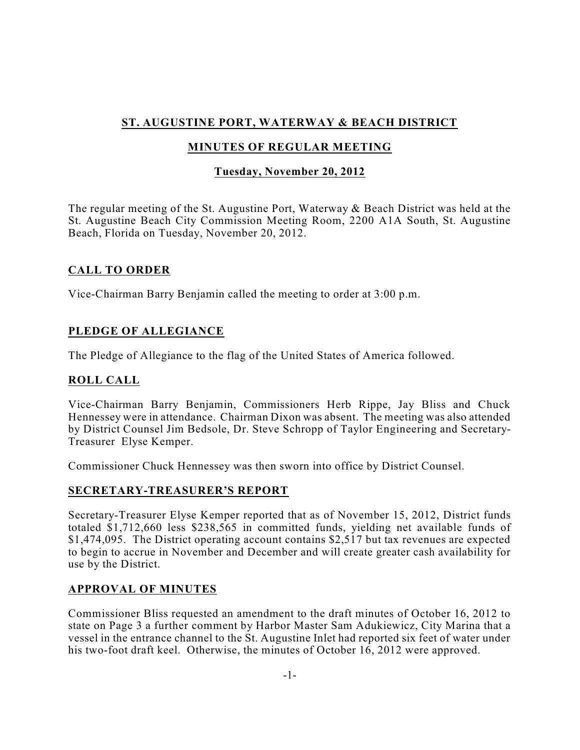# ST. AUGUSTINE PORT, WATERWAY & BEACH DISTRICT

## MINUTES OF REGULAR MEETING

### Tuesday, November 20, 2012

The regular meeting of the St. Augustine Port, Waterway & Beach District was held at the St. Augustine Beach City Commission Meeting Room, 2200 A1A South, St. Augustine Beach, Florida on Tuesday, November 20, 2012.

## CALL TO ORDER

Vice-Chairman Barry Benjamin called the meeting to order at 3:00 p.m.

## PLEDGE OF ALLEGIANCE

The Pledge of Allegiance to the flag of the United States of America followed.

## ROLL CALL

Vice-Chairman Barry Benjamin, Commissioners Herb Rippe, Jay Bliss and Chuck Hennessey were in attendance. Chairman Dixon was absent. The meeting was also attended by District Counsel Jim Bedsole, Dr. Steve Schropp of Taylor Engineering and Secretary-Treasurer Elyse Kemper.

Commissioner Chuck Hennessey was then sworn into office by District Counsel.

## SECRETARY-TREASURER'S REPORT

Secretary-Treasurer Elyse Kemper reported that as of November 15, 2012, District funds totaled $1,712,660 less $238,565 in committed funds, yielding net available funds of $1,474,095. The District operating account contains $2,517 but tax revenues are expected to begin to accrue in November and December and will create greater cash availability for use by the District.

## APPROVAL OF MINUTES

Commissioner Bliss requested an amendment to the draft minutes of October 16, 2012 to state on Page 3 a further comment by Harbor Master Sam Adukiewicz, City Marina that a vessel in the entrance channel to the St. Augustine Inlet had reported six feet of water under his two-foot draft keel. Otherwise, the minutes of October 16, 2012 were approved.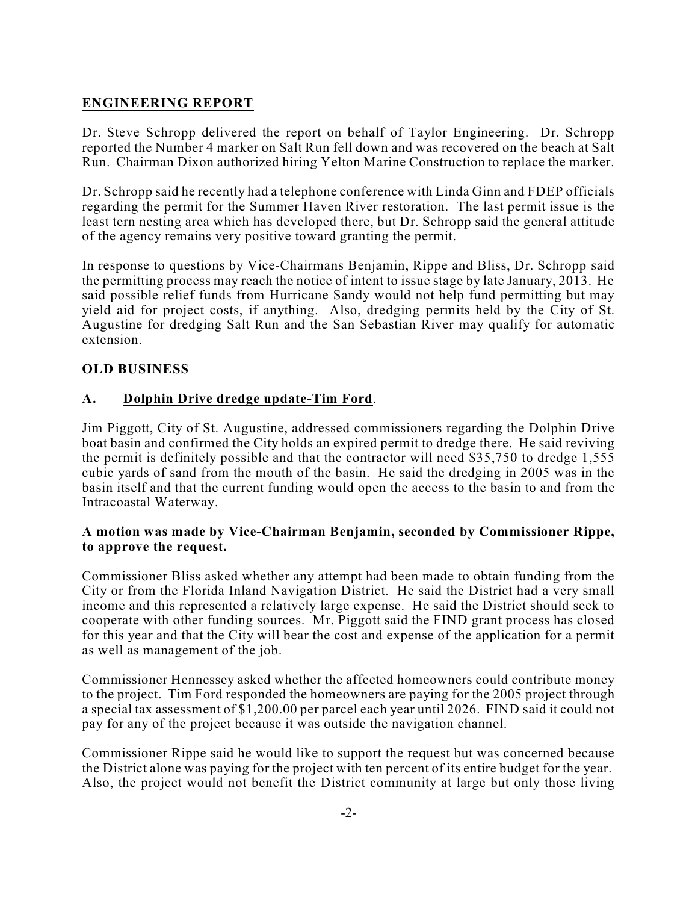## ENGINEERING REPORT

Dr. Steve Schropp delivered the report on behalf of Taylor Engineering. Dr. Schropp reported the Number 4 marker on Salt Run fell down and was recovered on the beach at Salt Run. Chairman Dixon authorized hiring Yelton Marine Construction to replace the marker.

Dr. Schropp said he recently had a telephone conference with Linda Ginn and FDEP officials regarding the permit for the Summer Haven River restoration. The last permit issue is the least tern nesting area which has developed there, but Dr. Schropp said the general attitude of the agency remains very positive toward granting the permit.

In response to questions by Vice-Chairmans Benjamin, Rippe and Bliss, Dr. Schropp said the permitting process may reach the notice of intent to issue stage by late January, 2013. He said possible relief funds from Hurricane Sandy would not help fund permitting but may yield aid for project costs, if anything. Also, dredging permits held by the City of St. Augustine for dredging Salt Run and the San Sebastian River may qualify for automatic extension.

## OLD BUSINESS

### A. Dolphin Drive dredge update-Tim Ford.

Jim Piggott, City of St. Augustine, addressed commissioners regarding the Dolphin Drive boat basin and confirmed the City holds an expired permit to dredge there. He said reviving the permit is definitely possible and that the contractor will need $35,750 to dredge 1,555 cubic yards of sand from the mouth of the basin. He said the dredging in 2005 was in the basin itself and that the current funding would open the access to the basin to and from the Intracoastal Waterway.

**A motion was made by Vice-Chairman Benjamin, seconded by Commissioner Rippe, to approve the request.**

Commissioner Bliss asked whether any attempt had been made to obtain funding from the City or from the Florida Inland Navigation District. He said the District had a very small income and this represented a relatively large expense. He said the District should seek to cooperate with other funding sources. Mr. Piggott said the FIND grant process has closed for this year and that the City will bear the cost and expense of the application for a permit as well as management of the job.

Commissioner Hennessey asked whether the affected homeowners could contribute money to the project. Tim Ford responded the homeowners are paying for the 2005 project through a special tax assessment of $1,200.00 per parcel each year until 2026. FIND said it could not pay for any of the project because it was outside the navigation channel.

Commissioner Rippe said he would like to support the request but was concerned because the District alone was paying for the project with ten percent of its entire budget for the year. Also, the project would not benefit the District community at large but only those living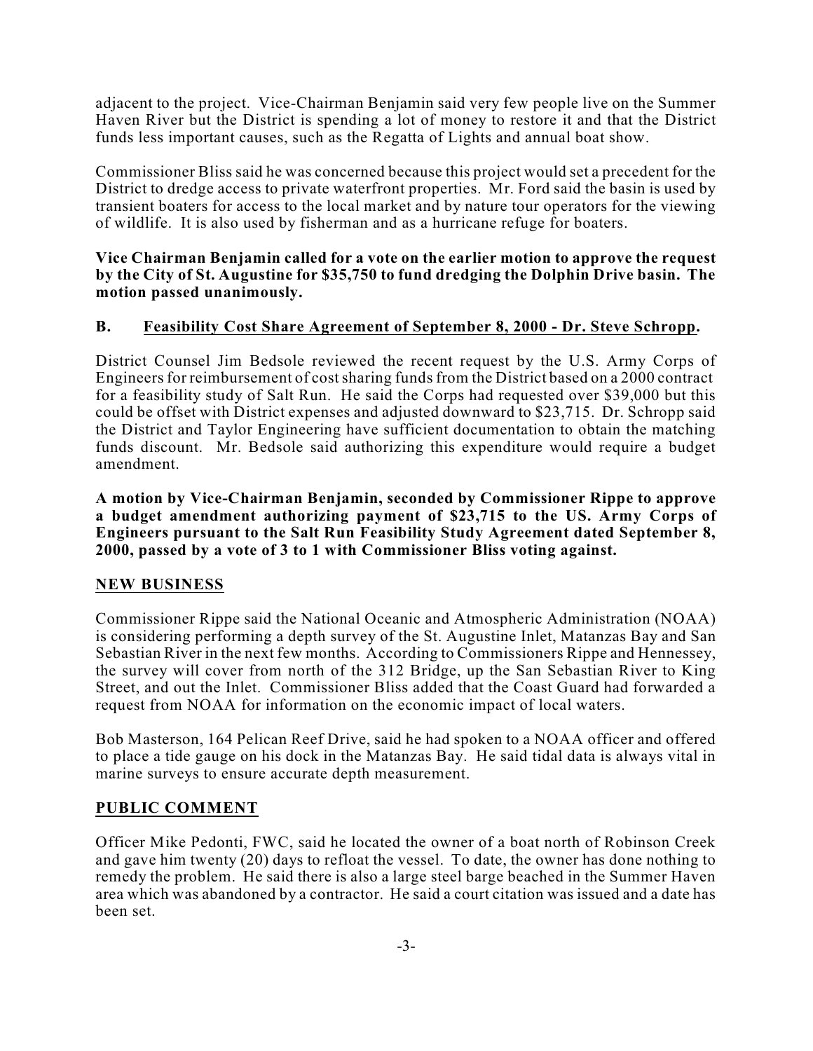adjacent to the project. Vice-Chairman Benjamin said very few people live on the Summer Haven River but the District is spending a lot of money to restore it and that the District funds less important causes, such as the Regatta of Lights and annual boat show.

Commissioner Bliss said he was concerned because this project would set a precedent for the District to dredge access to private waterfront properties. Mr. Ford said the basin is used by transient boaters for access to the local market and by nature tour operators for the viewing of wildlife. It is also used by fisherman and as a hurricane refuge for boaters.

**Vice Chairman Benjamin called for a vote on the earlier motion to approve the request by the City of St. Augustine for $35,750 to fund dredging the Dolphin Drive basin. The motion passed unanimously.**

**B. <u>Feasibility Cost Share Agreement of September 8, 2000 - Dr. Steve Schropp</u>.**

District Counsel Jim Bedsole reviewed the recent request by the U.S. Army Corps of Engineers for reimbursement of cost sharing funds from the District based on a 2000 contract for a feasibility study of Salt Run. He said the Corps had requested over $39,000 but this could be offset with District expenses and adjusted downward to $23,715. Dr. Schropp said the District and Taylor Engineering have sufficient documentation to obtain the matching funds discount. Mr. Bedsole said authorizing this expenditure would require a budget amendment.

**A motion by Vice-Chairman Benjamin, seconded by Commissioner Rippe to approve a budget amendment authorizing payment of $23,715 to the US. Army Corps of Engineers pursuant to the Salt Run Feasibility Study Agreement dated September 8, 2000, passed by a vote of 3 to 1 with Commissioner Bliss voting against.**

## <u>NEW BUSINESS</u>

Commissioner Rippe said the National Oceanic and Atmospheric Administration (NOAA) is considering performing a depth survey of the St. Augustine Inlet, Matanzas Bay and San Sebastian River in the next few months. According to Commissioners Rippe and Hennessey, the survey will cover from north of the 312 Bridge, up the San Sebastian River to King Street, and out the Inlet. Commissioner Bliss added that the Coast Guard had forwarded a request from NOAA for information on the economic impact of local waters.

Bob Masterson, 164 Pelican Reef Drive, said he had spoken to a NOAA officer and offered to place a tide gauge on his dock in the Matanzas Bay. He said tidal data is always vital in marine surveys to ensure accurate depth measurement.

## <u>PUBLIC COMMENT</u>

Officer Mike Pedonti, FWC, said he located the owner of a boat north of Robinson Creek and gave him twenty (20) days to refloat the vessel. To date, the owner has done nothing to remedy the problem. He said there is also a large steel barge beached in the Summer Haven area which was abandoned by a contractor. He said a court citation was issued and a date has been set.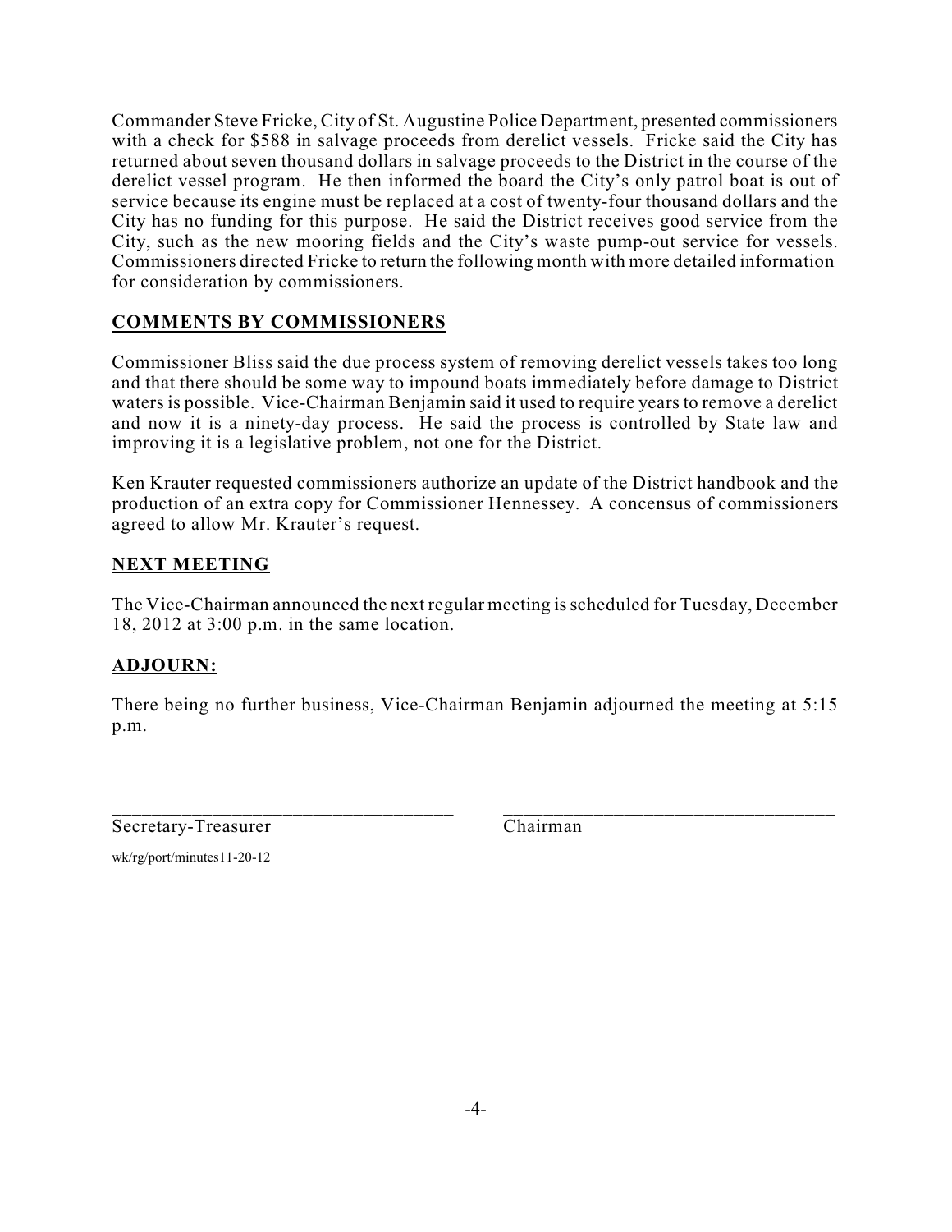Commander Steve Fricke, City of St. Augustine Police Department, presented commissioners with a check for $588 in salvage proceeds from derelict vessels. Fricke said the City has returned about seven thousand dollars in salvage proceeds to the District in the course of the derelict vessel program. He then informed the board the City's only patrol boat is out of service because its engine must be replaced at a cost of twenty-four thousand dollars and the City has no funding for this purpose. He said the District receives good service from the City, such as the new mooring fields and the City's waste pump-out service for vessels. Commissioners directed Fricke to return the following month with more detailed information for consideration by commissioners.

## COMMENTS BY COMMISSIONERS

Commissioner Bliss said the due process system of removing derelict vessels takes too long and that there should be some way to impound boats immediately before damage to District waters is possible. Vice-Chairman Benjamin said it used to require years to remove a derelict and now it is a ninety-day process. He said the process is controlled by State law and improving it is a legislative problem, not one for the District.

Ken Krauter requested commissioners authorize an update of the District handbook and the production of an extra copy for Commissioner Hennessey. A concensus of commissioners agreed to allow Mr. Krauter's request.

## NEXT MEETING

The Vice-Chairman announced the next regular meeting is scheduled for Tuesday, December 18, 2012 at 3:00 p.m. in the same location.

## ADJOURN:

There being no further business, Vice-Chairman Benjamin adjourned the meeting at 5:15 p.m.

\_\_\_\_\_\_\_\_\_\_\_\_\_\_\_\_\_\_\_\_\_\_\_\_\_\_\_\_\_\_\_\_\_\_\_ \_\_\_\_\_\_\_\_\_\_\_\_\_\_\_\_\_\_\_\_\_\_\_\_\_\_\_\_\_\_\_\_\_\_\_

Secretary-Treasurer Chairman

wk/rg/port/minutes11-20-12